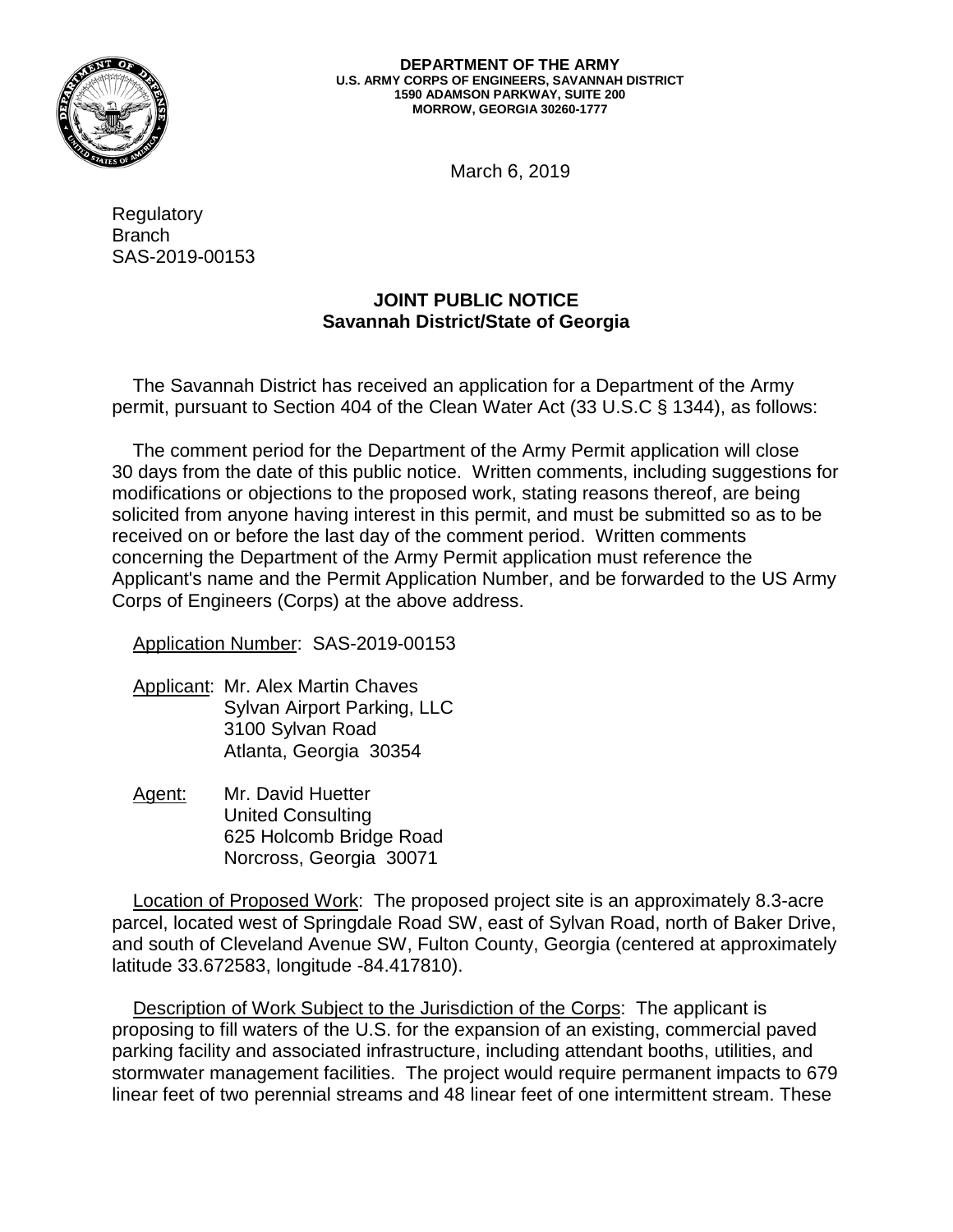**DEPARTMENT OF THE ARMY**
**U.S. ARMY CORPS OF ENGINEERS, SAVANNAH DISTRICT**
**1590 ADAMSON PARKWAY, SUITE 200**
**MORROW, GEORGIA 30260-1777**

March 6, 2019

Regulatory
Branch
SAS-2019-00153

**JOINT PUBLIC NOTICE**
**Savannah District/State of Georgia**

The Savannah District has received an application for a Department of the Army permit, pursuant to Section 404 of the Clean Water Act (33 U.S.C § 1344), as follows:

The comment period for the Department of the Army Permit application will close 30 days from the date of this public notice. Written comments, including suggestions for modifications or objections to the proposed work, stating reasons thereof, are being solicited from anyone having interest in this permit, and must be submitted so as to be received on or before the last day of the comment period. Written comments concerning the Department of the Army Permit application must reference the Applicant's name and the Permit Application Number, and be forwarded to the US Army Corps of Engineers (Corps) at the above address.

Application Number: SAS-2019-00153

Applicant: Mr. Alex Martin Chaves
Sylvan Airport Parking, LLC
3100 Sylvan Road
Atlanta, Georgia 30354

Agent: Mr. David Huetter
United Consulting
625 Holcomb Bridge Road
Norcross, Georgia 30071

Location of Proposed Work: The proposed project site is an approximately 8.3-acre parcel, located west of Springdale Road SW, east of Sylvan Road, north of Baker Drive, and south of Cleveland Avenue SW, Fulton County, Georgia (centered at approximately latitude 33.672583, longitude -84.417810).

Description of Work Subject to the Jurisdiction of the Corps: The applicant is proposing to fill waters of the U.S. for the expansion of an existing, commercial paved parking facility and associated infrastructure, including attendant booths, utilities, and stormwater management facilities. The project would require permanent impacts to 679 linear feet of two perennial streams and 48 linear feet of one intermittent stream. These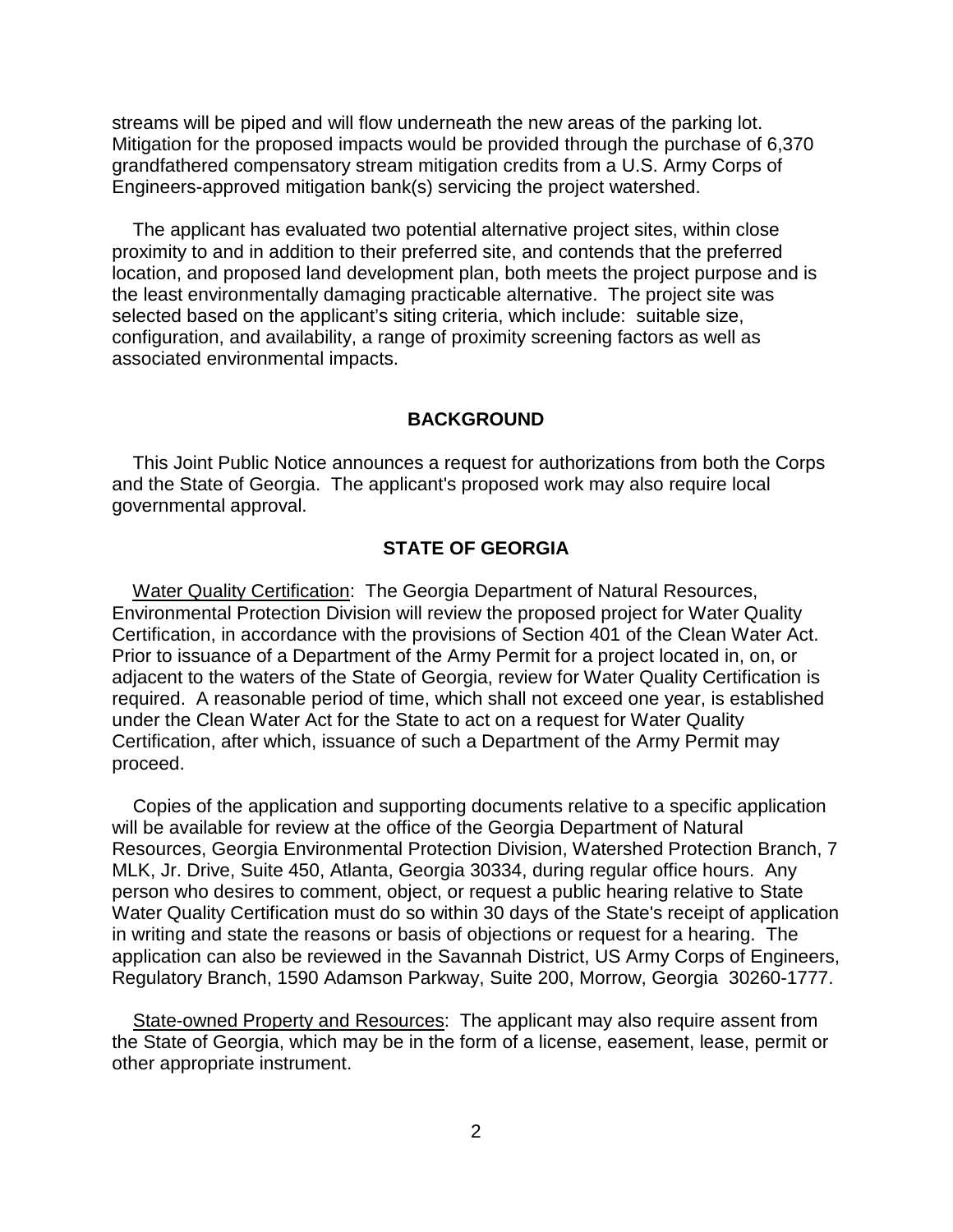streams will be piped and will flow underneath the new areas of the parking lot. Mitigation for the proposed impacts would be provided through the purchase of 6,370 grandfathered compensatory stream mitigation credits from a U.S. Army Corps of Engineers-approved mitigation bank(s) servicing the project watershed.

The applicant has evaluated two potential alternative project sites, within close proximity to and in addition to their preferred site, and contends that the preferred location, and proposed land development plan, both meets the project purpose and is the least environmentally damaging practicable alternative. The project site was selected based on the applicant's siting criteria, which include: suitable size, configuration, and availability, a range of proximity screening factors as well as associated environmental impacts.

## BACKGROUND

This Joint Public Notice announces a request for authorizations from both the Corps and the State of Georgia. The applicant's proposed work may also require local governmental approval.

## STATE OF GEORGIA

Water Quality Certification: The Georgia Department of Natural Resources, Environmental Protection Division will review the proposed project for Water Quality Certification, in accordance with the provisions of Section 401 of the Clean Water Act. Prior to issuance of a Department of the Army Permit for a project located in, on, or adjacent to the waters of the State of Georgia, review for Water Quality Certification is required. A reasonable period of time, which shall not exceed one year, is established under the Clean Water Act for the State to act on a request for Water Quality Certification, after which, issuance of such a Department of the Army Permit may proceed.

Copies of the application and supporting documents relative to a specific application will be available for review at the office of the Georgia Department of Natural Resources, Georgia Environmental Protection Division, Watershed Protection Branch, 7 MLK, Jr. Drive, Suite 450, Atlanta, Georgia 30334, during regular office hours. Any person who desires to comment, object, or request a public hearing relative to State Water Quality Certification must do so within 30 days of the State's receipt of application in writing and state the reasons or basis of objections or request for a hearing. The application can also be reviewed in the Savannah District, US Army Corps of Engineers, Regulatory Branch, 1590 Adamson Parkway, Suite 200, Morrow, Georgia 30260-1777.

State-owned Property and Resources: The applicant may also require assent from the State of Georgia, which may be in the form of a license, easement, lease, permit or other appropriate instrument.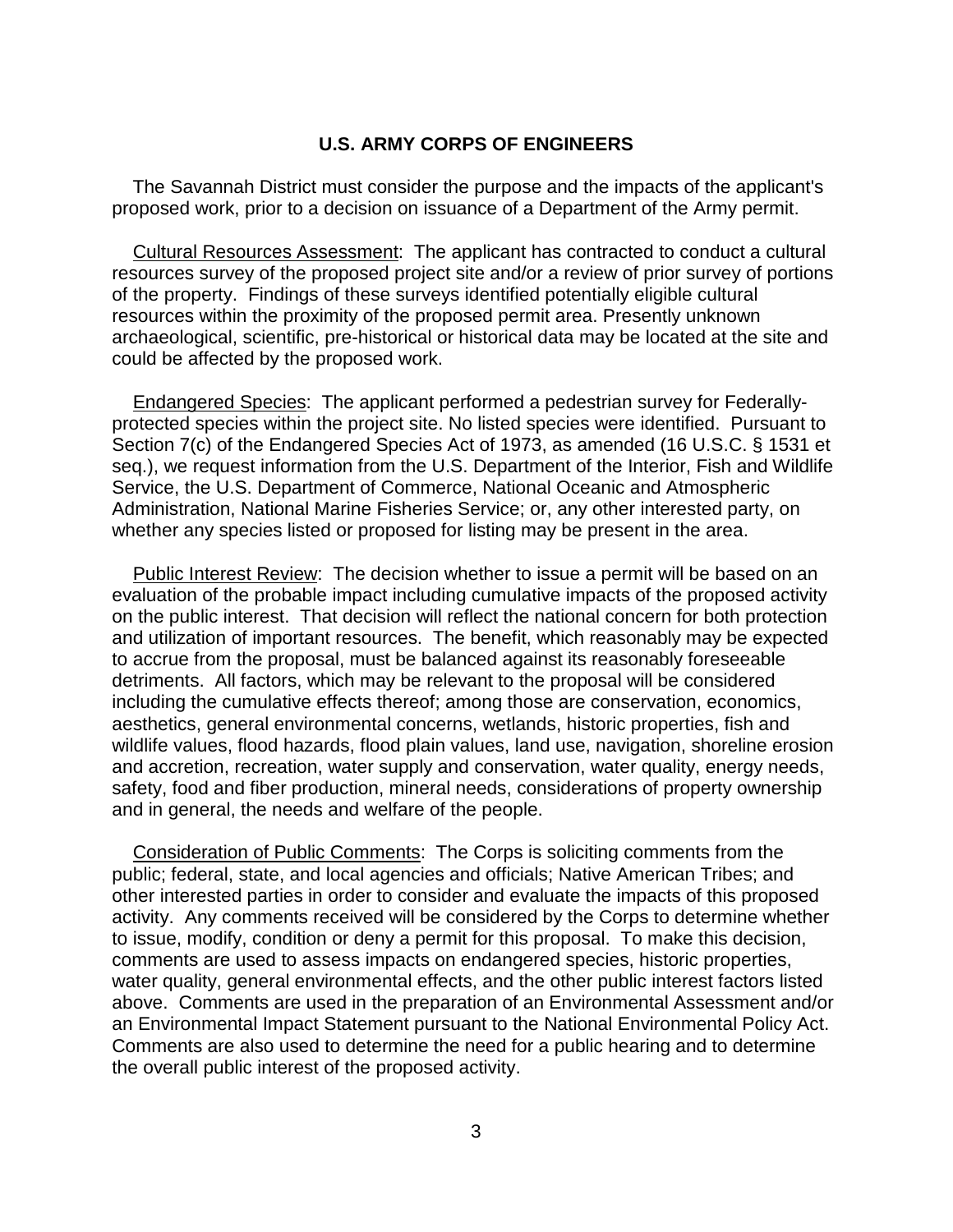**U.S. ARMY CORPS OF ENGINEERS**

The Savannah District must consider the purpose and the impacts of the applicant's proposed work, prior to a decision on issuance of a Department of the Army permit.

Cultural Resources Assessment: The applicant has contracted to conduct a cultural resources survey of the proposed project site and/or a review of prior survey of portions of the property. Findings of these surveys identified potentially eligible cultural resources within the proximity of the proposed permit area. Presently unknown archaeological, scientific, pre-historical or historical data may be located at the site and could be affected by the proposed work.

Endangered Species: The applicant performed a pedestrian survey for Federally-protected species within the project site. No listed species were identified. Pursuant to Section 7(c) of the Endangered Species Act of 1973, as amended (16 U.S.C. § 1531 et seq.), we request information from the U.S. Department of the Interior, Fish and Wildlife Service, the U.S. Department of Commerce, National Oceanic and Atmospheric Administration, National Marine Fisheries Service; or, any other interested party, on whether any species listed or proposed for listing may be present in the area.

Public Interest Review: The decision whether to issue a permit will be based on an evaluation of the probable impact including cumulative impacts of the proposed activity on the public interest. That decision will reflect the national concern for both protection and utilization of important resources. The benefit, which reasonably may be expected to accrue from the proposal, must be balanced against its reasonably foreseeable detriments. All factors, which may be relevant to the proposal will be considered including the cumulative effects thereof; among those are conservation, economics, aesthetics, general environmental concerns, wetlands, historic properties, fish and wildlife values, flood hazards, flood plain values, land use, navigation, shoreline erosion and accretion, recreation, water supply and conservation, water quality, energy needs, safety, food and fiber production, mineral needs, considerations of property ownership and in general, the needs and welfare of the people.

Consideration of Public Comments: The Corps is soliciting comments from the public; federal, state, and local agencies and officials; Native American Tribes; and other interested parties in order to consider and evaluate the impacts of this proposed activity. Any comments received will be considered by the Corps to determine whether to issue, modify, condition or deny a permit for this proposal. To make this decision, comments are used to assess impacts on endangered species, historic properties, water quality, general environmental effects, and the other public interest factors listed above. Comments are used in the preparation of an Environmental Assessment and/or an Environmental Impact Statement pursuant to the National Environmental Policy Act. Comments are also used to determine the need for a public hearing and to determine the overall public interest of the proposed activity.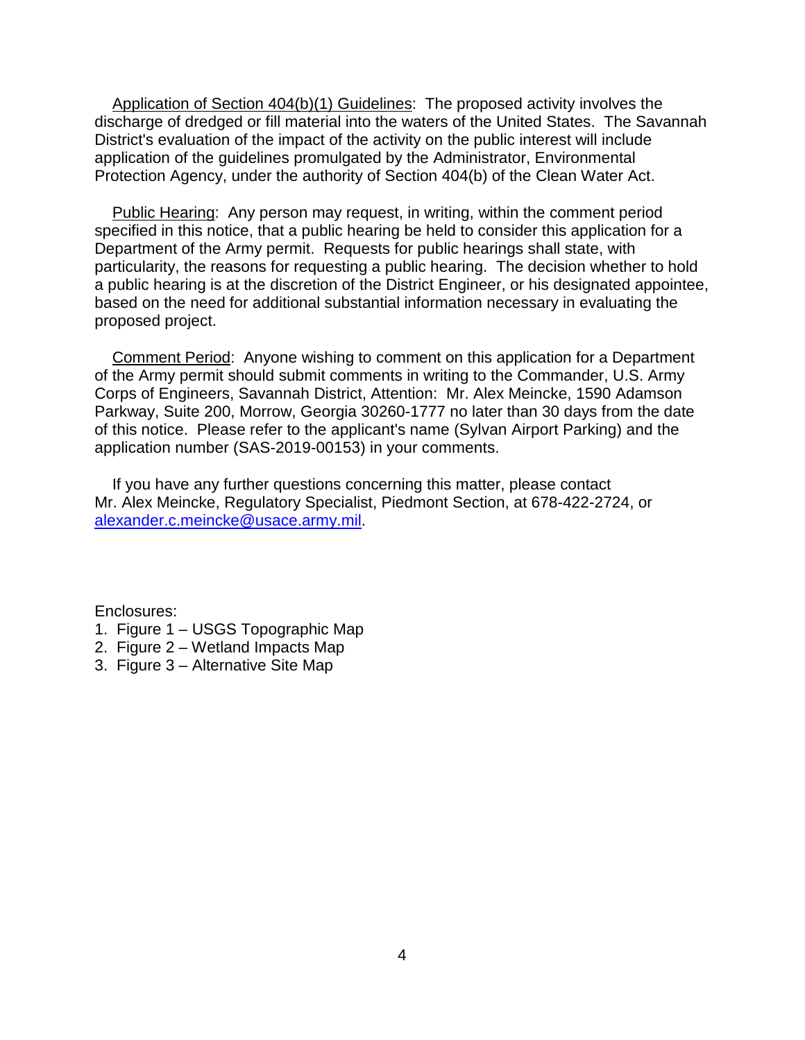Application of Section 404(b)(1) Guidelines: The proposed activity involves the discharge of dredged or fill material into the waters of the United States. The Savannah District's evaluation of the impact of the activity on the public interest will include application of the guidelines promulgated by the Administrator, Environmental Protection Agency, under the authority of Section 404(b) of the Clean Water Act.

Public Hearing: Any person may request, in writing, within the comment period specified in this notice, that a public hearing be held to consider this application for a Department of the Army permit. Requests for public hearings shall state, with particularity, the reasons for requesting a public hearing. The decision whether to hold a public hearing is at the discretion of the District Engineer, or his designated appointee, based on the need for additional substantial information necessary in evaluating the proposed project.

Comment Period: Anyone wishing to comment on this application for a Department of the Army permit should submit comments in writing to the Commander, U.S. Army Corps of Engineers, Savannah District, Attention: Mr. Alex Meincke, 1590 Adamson Parkway, Suite 200, Morrow, Georgia 30260-1777 no later than 30 days from the date of this notice. Please refer to the applicant's name (Sylvan Airport Parking) and the application number (SAS-2019-00153) in your comments.

If you have any further questions concerning this matter, please contact Mr. Alex Meincke, Regulatory Specialist, Piedmont Section, at 678-422-2724, or alexander.c.meincke@usace.army.mil.

Enclosures:

1. Figure 1 – USGS Topographic Map
2. Figure 2 – Wetland Impacts Map
3. Figure 3 – Alternative Site Map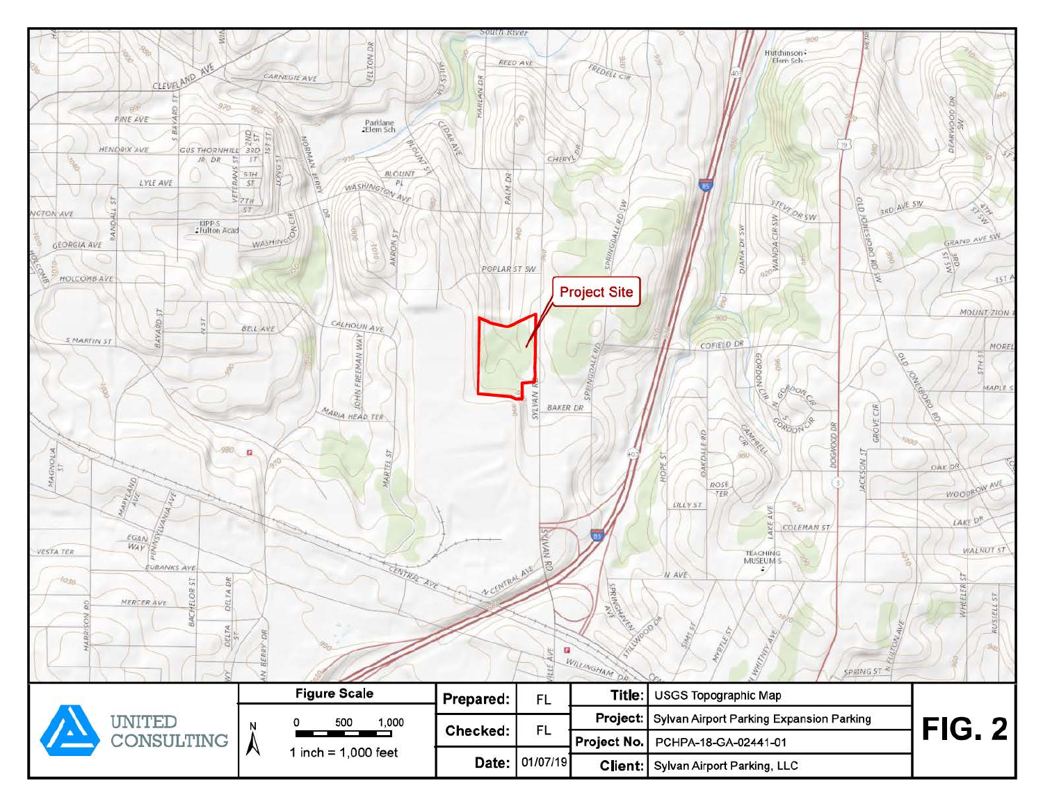Project Site

UNITED CONSULTING

| | | | | | |
|---|---|---|---|---|---|
| **Figure Scale** | **Prepared:** | FL | **Title:** | USGS Topographic Map | **FIG. 2** |
| 0 500 1,000 | **Checked:** | FL | **Project:** | Sylvan Airport Parking Expansion Parking | |
| 1 inch = 1,000 feet | | | **Project No.** | PCHPA-18-GA-02441-01 | |
| | **Date:** | 01/07/19 | **Client:** | Sylvan Airport Parking, LLC | |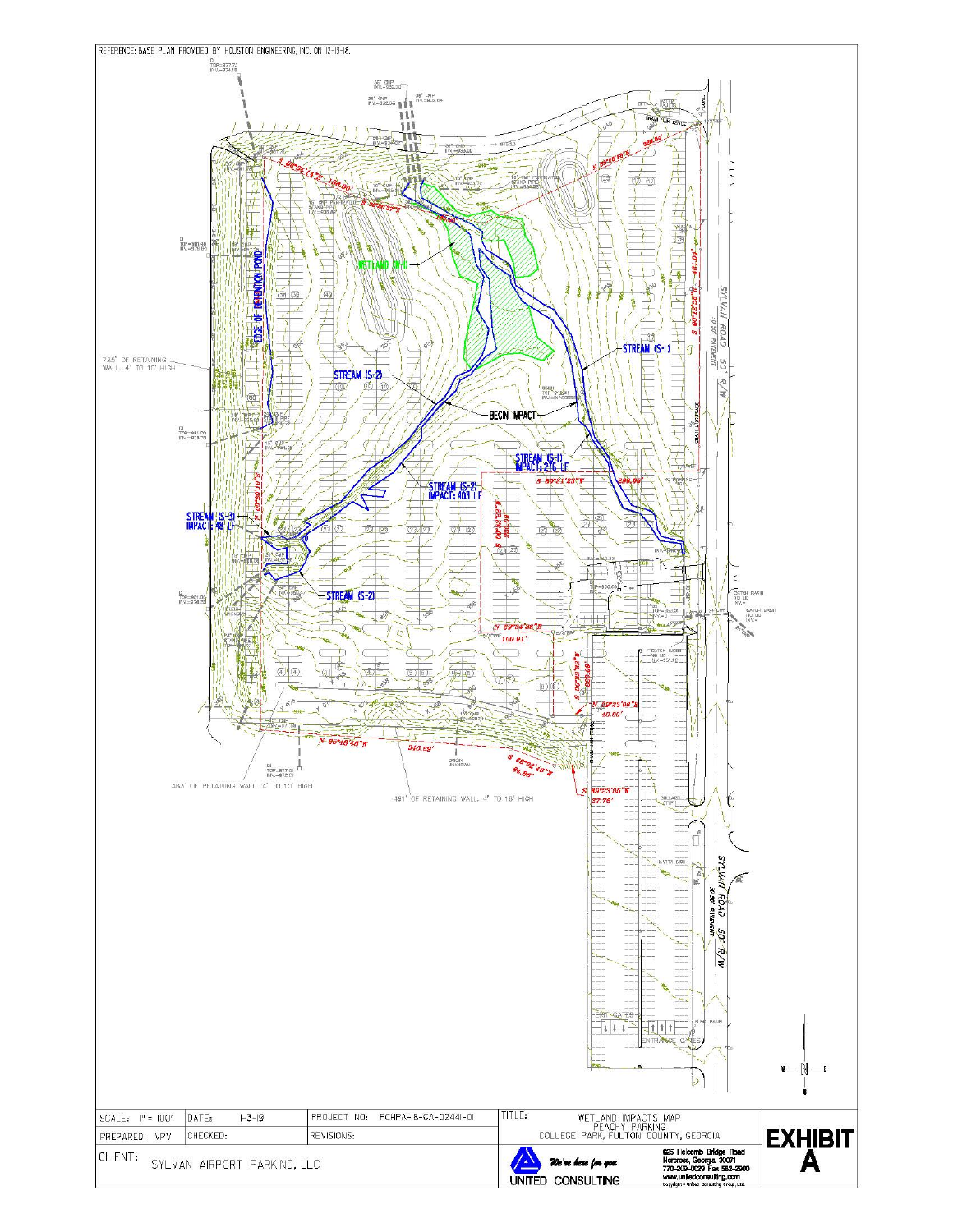REFERENCE: BASE PLAN PROVIDED BY HOUSTON ENGINEERING, INC. ON 12-13-18.

WETLAND (W-1)

STREAM (S-1)

STREAM (S-2)

BEGIN IMPACT

STREAM (S-1) IMPACT: 276 LF

STREAM (S-2) IMPACT: 403 LF

STREAM (S-3) IMPACT: 48 LF

STREAM (S-2)

EDGE OF DETENTION POND

725' OF RETAINING WALL, 4' TO 10' HIGH

483' OF RETAINING WALL, 4' TO 10' HIGH

491' OF RETAINING WALL, 4' TO 18' HIGH

SYLVAN ROAD 50' R/W

EXIT GATES

ENTRANCE GATES

| | | | | |
|---|---|---|---|---|
| SCALE: 1" = 100' | DATE: 1-3-19 | PROJECT NO: PCHPA-18-GA-02441-01 | TITLE: WETLAND IMPACTS MAP PEACHY PARKING COLLEGE PARK, FULTON COUNTY, GEORGIA | EXHIBIT A |
| PREPARED: VPV | CHECKED: | REVISIONS: | | |
| CLIENT: SYLVAN AIRPORT PARKING, LLC | | | UNITED CONSULTING — We're here for you — 625 Holcomb Bridge Road Norcross, Georgia 30071 770-209-0029 Fax 582-2900 www.unitedconsulting.com | |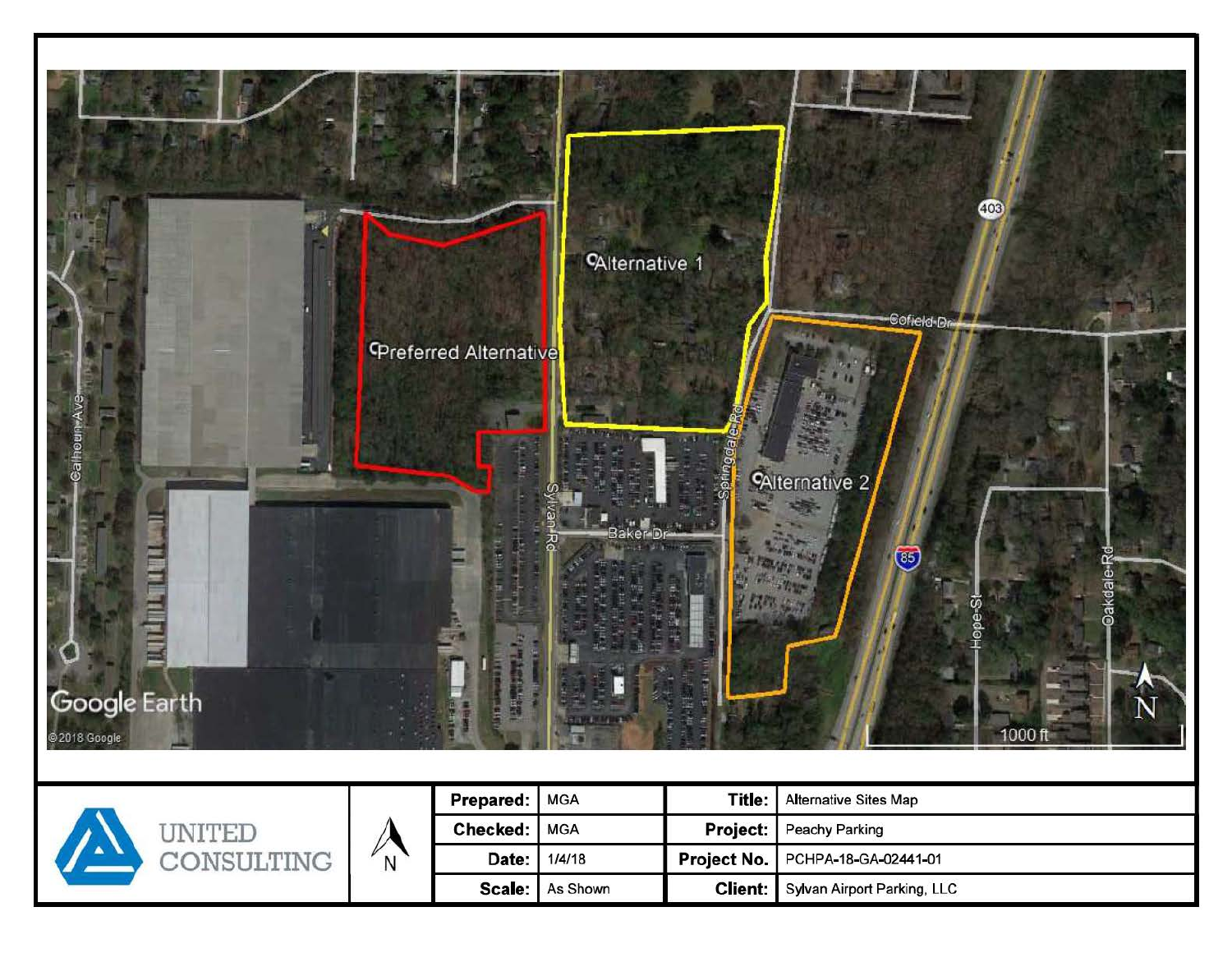Alternative 1

Preferred Alternative

Alternative 2

Cofield Dr

Calhoun Ave

Sylvan Rd

Springdale Rd

Baker Dr

Hope St

Oakdale Rd

403

85

Google Earth

©2018 Google

1000 ft

N

| | | | | |
|---|---|---|---|---|
| UNITED CONSULTING | **Prepared:** | MGA | **Title:** | Alternative Sites Map |
| | **Checked:** | MGA | **Project:** | Peachy Parking |
| | **Date:** | 1/4/18 | **Project No.** | PCHPA-18-GA-02441-01 |
| | **Scale:** | As Shown | **Client:** | Sylvan Airport Parking, LLC |